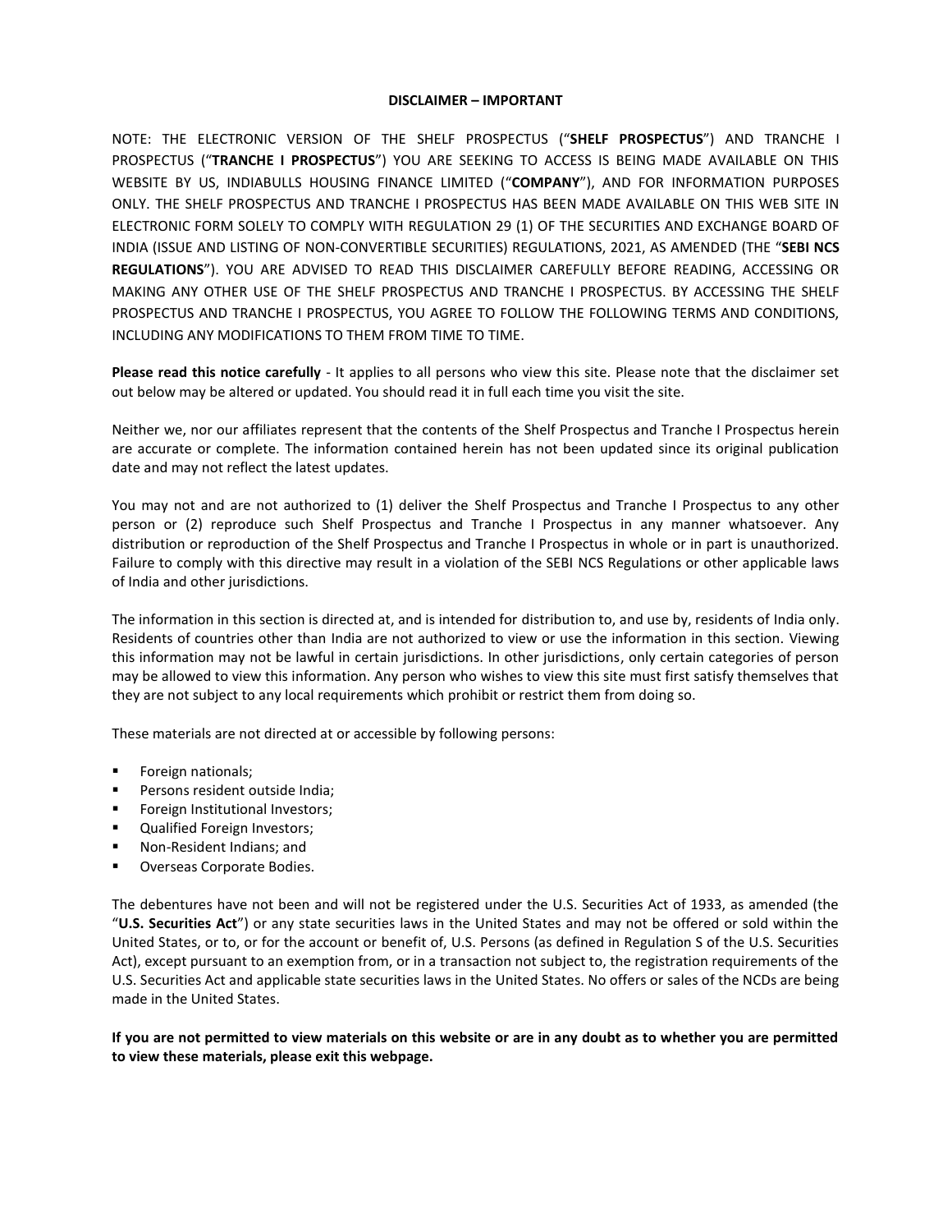**DISCLAIMER – IMPORTANT**

NOTE: THE ELECTRONIC VERSION OF THE SHELF PROSPECTUS ("**SHELF PROSPECTUS**") AND TRANCHE I PROSPECTUS ("**TRANCHE I PROSPECTUS**") YOU ARE SEEKING TO ACCESS IS BEING MADE AVAILABLE ON THIS WEBSITE BY US, INDIABULLS HOUSING FINANCE LIMITED ("**COMPANY**"), AND FOR INFORMATION PURPOSES ONLY. THE SHELF PROSPECTUS AND TRANCHE I PROSPECTUS HAS BEEN MADE AVAILABLE ON THIS WEB SITE IN ELECTRONIC FORM SOLELY TO COMPLY WITH REGULATION 29 (1) OF THE SECURITIES AND EXCHANGE BOARD OF INDIA (ISSUE AND LISTING OF NON-CONVERTIBLE SECURITIES) REGULATIONS, 2021, AS AMENDED (THE "**SEBI NCS REGULATIONS**"). YOU ARE ADVISED TO READ THIS DISCLAIMER CAREFULLY BEFORE READING, ACCESSING OR MAKING ANY OTHER USE OF THE SHELF PROSPECTUS AND TRANCHE I PROSPECTUS. BY ACCESSING THE SHELF PROSPECTUS AND TRANCHE I PROSPECTUS, YOU AGREE TO FOLLOW THE FOLLOWING TERMS AND CONDITIONS, INCLUDING ANY MODIFICATIONS TO THEM FROM TIME TO TIME.

**Please read this notice carefully** - It applies to all persons who view this site. Please note that the disclaimer set out below may be altered or updated. You should read it in full each time you visit the site.

Neither we, nor our affiliates represent that the contents of the Shelf Prospectus and Tranche I Prospectus herein are accurate or complete. The information contained herein has not been updated since its original publication date and may not reflect the latest updates.

You may not and are not authorized to (1) deliver the Shelf Prospectus and Tranche I Prospectus to any other person or (2) reproduce such Shelf Prospectus and Tranche I Prospectus in any manner whatsoever. Any distribution or reproduction of the Shelf Prospectus and Tranche I Prospectus in whole or in part is unauthorized. Failure to comply with this directive may result in a violation of the SEBI NCS Regulations or other applicable laws of India and other jurisdictions.

The information in this section is directed at, and is intended for distribution to, and use by, residents of India only. Residents of countries other than India are not authorized to view or use the information in this section. Viewing this information may not be lawful in certain jurisdictions. In other jurisdictions, only certain categories of person may be allowed to view this information. Any person who wishes to view this site must first satisfy themselves that they are not subject to any local requirements which prohibit or restrict them from doing so.

These materials are not directed at or accessible by following persons:

- Foreign nationals;
- Persons resident outside India;
- Foreign Institutional Investors;
- Qualified Foreign Investors;
- Non-Resident Indians; and
- Overseas Corporate Bodies.

The debentures have not been and will not be registered under the U.S. Securities Act of 1933, as amended (the "**U.S. Securities Act**") or any state securities laws in the United States and may not be offered or sold within the United States, or to, or for the account or benefit of, U.S. Persons (as defined in Regulation S of the U.S. Securities Act), except pursuant to an exemption from, or in a transaction not subject to, the registration requirements of the U.S. Securities Act and applicable state securities laws in the United States. No offers or sales of the NCDs are being made in the United States.

**If you are not permitted to view materials on this website or are in any doubt as to whether you are permitted to view these materials, please exit this webpage.**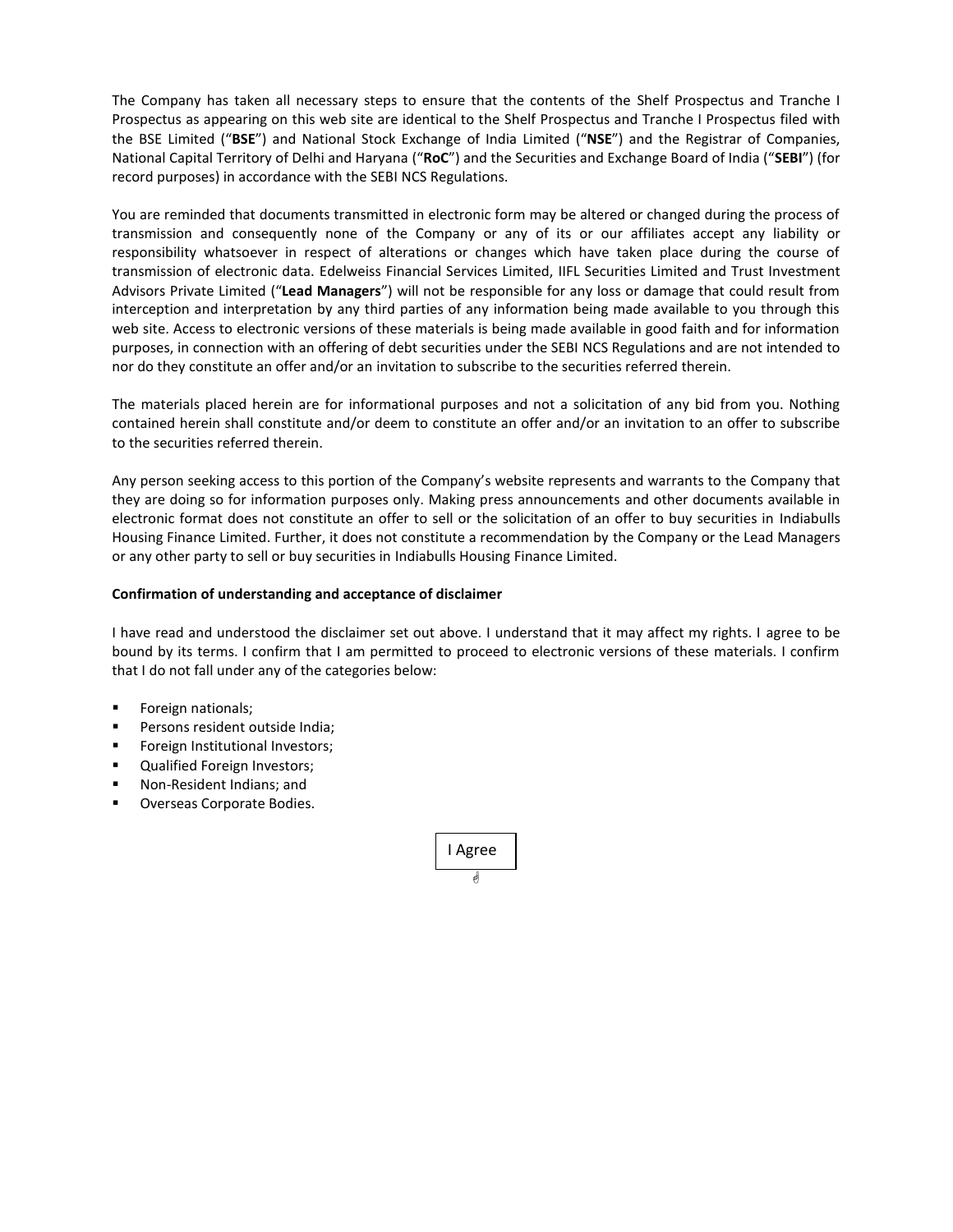The Company has taken all necessary steps to ensure that the contents of the Shelf Prospectus and Tranche I Prospectus as appearing on this web site are identical to the Shelf Prospectus and Tranche I Prospectus filed with the BSE Limited ("**BSE**") and National Stock Exchange of India Limited ("**NSE**") and the Registrar of Companies, National Capital Territory of Delhi and Haryana ("**RoC**") and the Securities and Exchange Board of India ("**SEBI**") (for record purposes) in accordance with the SEBI NCS Regulations.

You are reminded that documents transmitted in electronic form may be altered or changed during the process of transmission and consequently none of the Company or any of its or our affiliates accept any liability or responsibility whatsoever in respect of alterations or changes which have taken place during the course of transmission of electronic data. Edelweiss Financial Services Limited, IIFL Securities Limited and Trust Investment Advisors Private Limited ("**Lead Managers**") will not be responsible for any loss or damage that could result from interception and interpretation by any third parties of any information being made available to you through this web site. Access to electronic versions of these materials is being made available in good faith and for information purposes, in connection with an offering of debt securities under the SEBI NCS Regulations and are not intended to nor do they constitute an offer and/or an invitation to subscribe to the securities referred therein.

The materials placed herein are for informational purposes and not a solicitation of any bid from you. Nothing contained herein shall constitute and/or deem to constitute an offer and/or an invitation to an offer to subscribe to the securities referred therein.

Any person seeking access to this portion of the Company's website represents and warrants to the Company that they are doing so for information purposes only. Making press announcements and other documents available in electronic format does not constitute an offer to sell or the solicitation of an offer to buy securities in Indiabulls Housing Finance Limited. Further, it does not constitute a recommendation by the Company or the Lead Managers or any other party to sell or buy securities in Indiabulls Housing Finance Limited.

**Confirmation of understanding and acceptance of disclaimer**

I have read and understood the disclaimer set out above. I understand that it may affect my rights. I agree to be bound by its terms. I confirm that I am permitted to proceed to electronic versions of these materials. I confirm that I do not fall under any of the categories below:

- Foreign nationals;
- Persons resident outside India;
- Foreign Institutional Investors;
- Qualified Foreign Investors;
- Non-Resident Indians; and
- Overseas Corporate Bodies.

I Agree